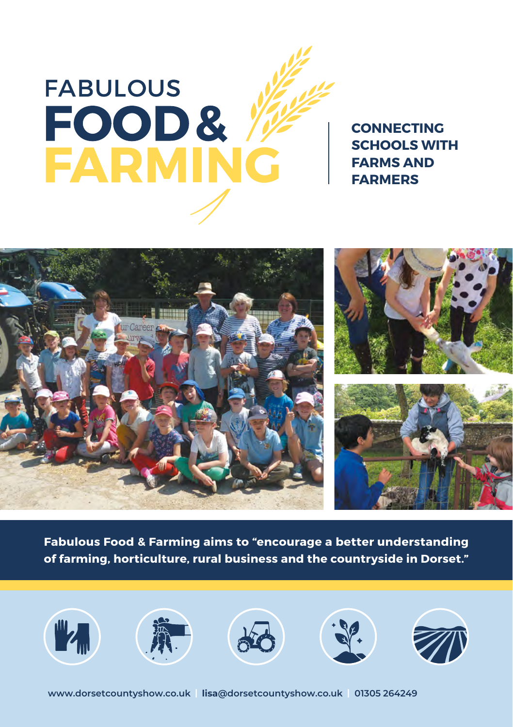# FABULOUS FOOD & FARMING

**CONNECTING SCHOOLS WITH FARMS AND FARMERS**

**Fabulous Food & Farming aims to "encourage a better understanding of farming, horticulture, rural business and the countryside in Dorset."**

www.dorsetcountyshow.co.uk | lisa@dorsetcountyshow.co.uk | 01305 264249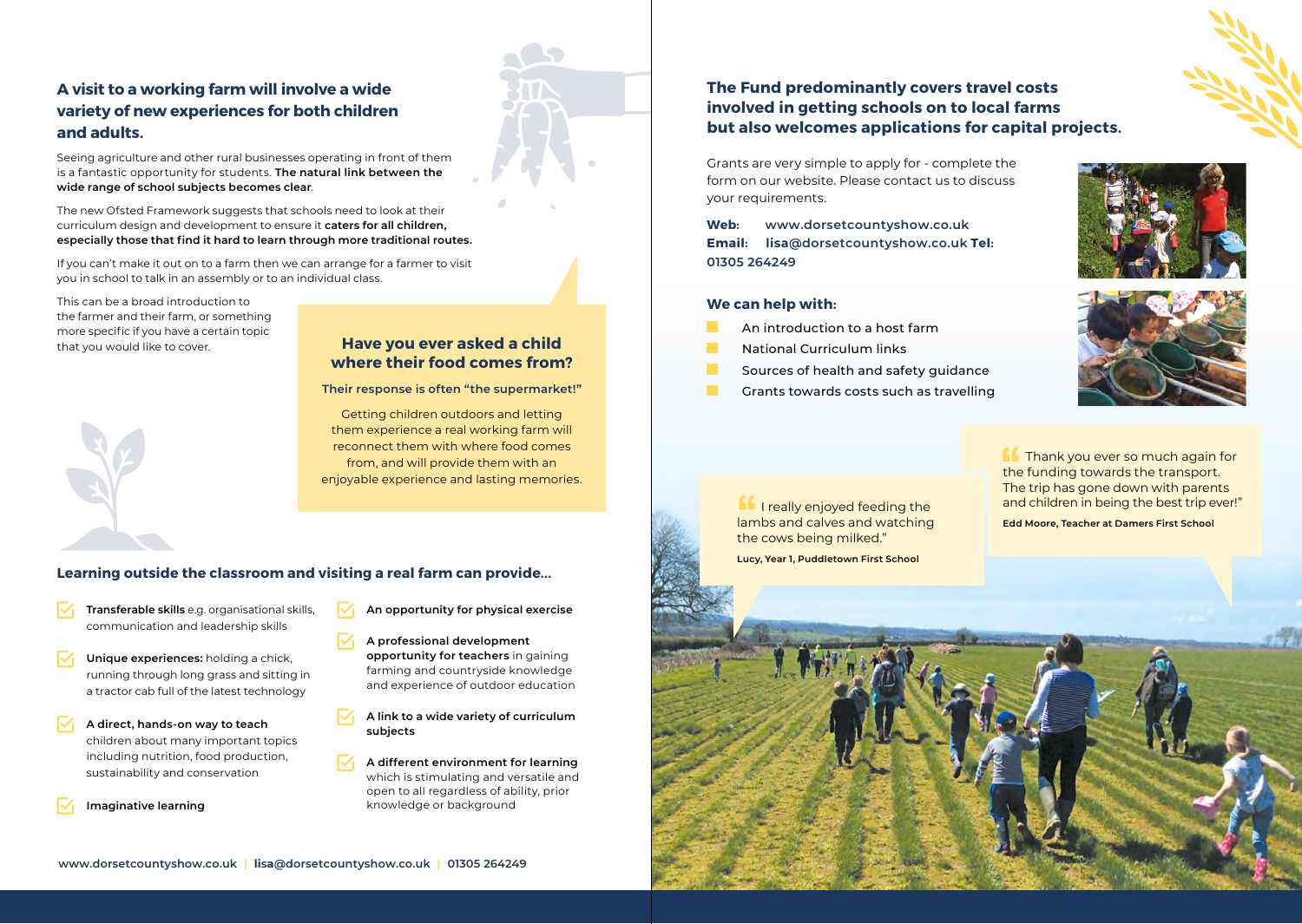## A visit to a working farm will involve a wide variety of new experiences for both children and adults.

Seeing agriculture and other rural businesses operating in front of them is a fantastic opportunity for students. **The natural link between the wide range of school subjects becomes clear**.

The new Ofsted Framework suggests that schools need to look at their curriculum design and development to ensure it **caters for all children, especially those that find it hard to learn through more traditional routes.**

If you can't make it out on to a farm then we can arrange for a farmer to visit you in school to talk in an assembly or to an individual class.

This can be a broad introduction to the farmer and their farm, or something more specific if you have a certain topic that you would like to cover.

### Have you ever asked a child where their food comes from?

**Their response is often "the supermarket!"**

Getting children outdoors and letting them experience a real working farm will reconnect them with where food comes from, and will provide them with an enjoyable experience and lasting memories.

### Learning outside the classroom and visiting a real farm can provide...

- **Transferable skills** e.g. organisational skills, communication and leadership skills
- **Unique experiences:** holding a chick, running through long grass and sitting in a tractor cab full of the latest technology
- **A direct, hands-on way to teach** children about many important topics including nutrition, food production, sustainability and conservation
- **Imaginative learning**
- **An opportunity for physical exercise**
- **A professional development opportunity for teachers** in gaining farming and countryside knowledge and experience of outdoor education
- **A link to a wide variety of curriculum subjects**
- **A different environment for learning** which is stimulating and versatile and open to all regardless of ability, prior knowledge or background

## The Fund predominantly covers travel costs involved in getting schools on to local farms but also welcomes applications for capital projects.

Grants are very simple to apply for - complete the form on our website. Please contact us to discuss your requirements.

**Web:** www.dorsetcountyshow.co.uk
**Email:** lisa@dorsetcountyshow.co.uk **Tel:** 01305 264249

### We can help with:

- An introduction to a host farm
- National Curriculum links
- Sources of health and safety guidance
- Grants towards costs such as travelling

> "I really enjoyed feeding the lambs and calves and watching the cows being milked."
>
> **Lucy, Year 1, Puddletown First School**

> "Thank you ever so much again for the funding towards the transport. The trip has gone down with parents and children in being the best trip ever!"
>
> **Edd Moore, Teacher at Damers First School**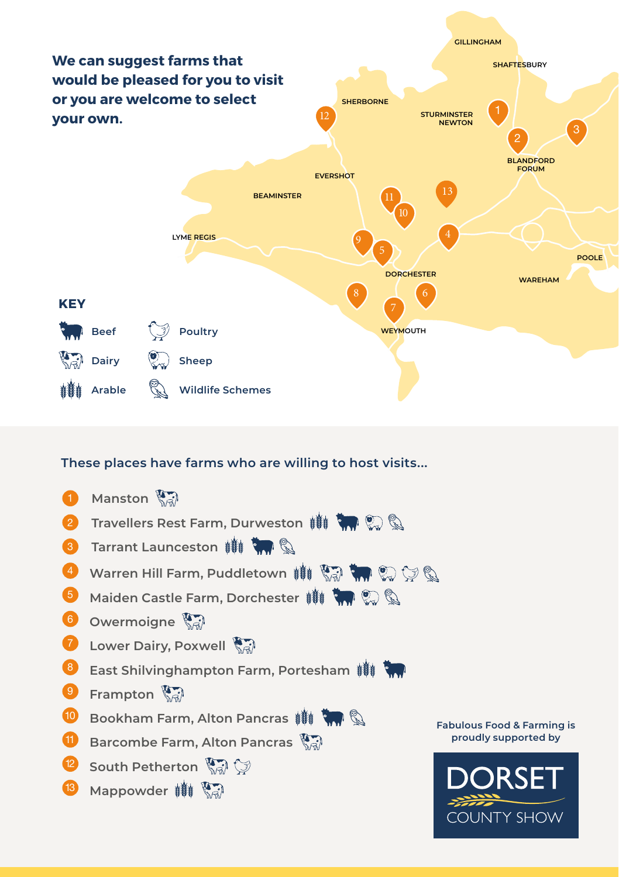## We can suggest farms that would be pleased for you to visit or you are welcome to select your own.

GILLINGHAM
SHAFTESBURY
SHERBORNE
STURMINSTER NEWTON
BLANDFORD FORUM
EVERSHOT
BEAMINSTER
LYME REGIS
DORCHESTER
POOLE
WAREHAM
WEYMOUTH

### KEY

- Beef
- Dairy
- Arable
- Poultry
- Sheep
- Wildlife Schemes

### These places have farms who are willing to host visits...

1. Manston — Dairy
2. Travellers Rest Farm, Durweston — Arable, Beef, Sheep, Wildlife Schemes
3. Tarrant Launceston — Arable, Beef, Wildlife Schemes
4. Warren Hill Farm, Puddletown — Arable, Dairy, Beef, Sheep, Poultry, Wildlife Schemes
5. Maiden Castle Farm, Dorchester — Arable, Beef, Sheep, Wildlife Schemes
6. Owermoigne — Dairy
7. Lower Dairy, Poxwell — Dairy
8. East Shilvinghampton Farm, Portesham — Arable, Beef
9. Frampton — Dairy
10. Bookham Farm, Alton Pancras — Arable, Beef, Wildlife Schemes
11. Barcombe Farm, Alton Pancras — Dairy
12. South Petherton — Dairy, Poultry
13. Mappowder — Arable, Dairy

Fabulous Food & Farming is proudly supported by

DORSET COUNTY SHOW